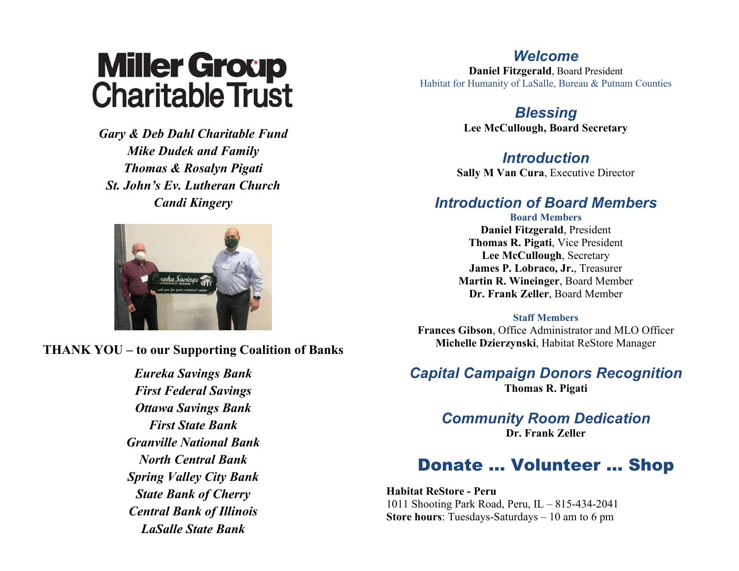**Miller Group Charitable Trust**

*Gary & Deb Dahl Charitable Fund*
*Mike Dudek and Family*
*Thomas & Rosalyn Pigati*
*St. John's Ev. Lutheran Church*
*Candi Kingery*

**THANK YOU – to our Supporting Coalition of Banks**

*Eureka Savings Bank*
*First Federal Savings*
*Ottawa Savings Bank*
*First State Bank*
*Granville National Bank*
*North Central Bank*
*Spring Valley City Bank*
*State Bank of Cherry*
*Central Bank of Illinois*
*LaSalle State Bank*

## *Welcome*

**Daniel Fitzgerald**, Board President
Habitat for Humanity of LaSalle, Bureau & Putnam Counties

## *Blessing*

**Lee McCullough, Board Secretary**

## *Introduction*

**Sally M Van Cura**, Executive Director

## *Introduction of Board Members*

**Board Members**

**Daniel Fitzgerald**, President
**Thomas R. Pigati**, Vice President
**Lee McCullough**, Secretary
**James P. Lobraco, Jr.**, Treasurer
**Martin R. Wineinger**, Board Member
**Dr. Frank Zeller**, Board Member

**Staff Members**

**Frances Gibson**, Office Administrator and MLO Officer
**Michelle Dzierzynski**, Habitat ReStore Manager

## *Capital Campaign Donors Recognition*

**Thomas R. Pigati**

## *Community Room Dedication*

**Dr. Frank Zeller**

# Donate … Volunteer … Shop

**Habitat ReStore - Peru**
1011 Shooting Park Road, Peru, IL – 815-434-2041
**Store hours**: Tuesdays-Saturdays – 10 am to 6 pm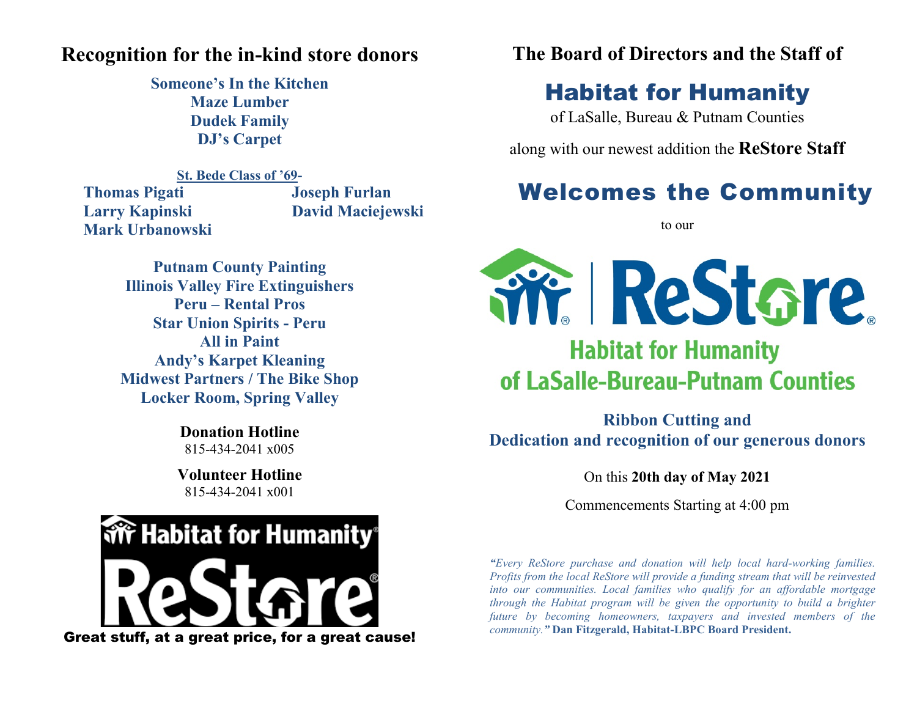# Recognition for the in-kind store donors

**Someone's In the Kitchen**
**Maze Lumber**
**Dudek Family**
**DJ's Carpet**

**St. Bede Class of '69-**

**Thomas Pigati**
**Joseph Furlan**
**Larry Kapinski**
**David Maciejewski**
**Mark Urbanowski**

**Putnam County Painting**
**Illinois Valley Fire Extinguishers**
**Peru – Rental Pros**
**Star Union Spirits - Peru**
**All in Paint**
**Andy's Karpet Kleaning**
**Midwest Partners / The Bike Shop**
**Locker Room, Spring Valley**

**Donation Hotline**
815-434-2041 x005

**Volunteer Hotline**
815-434-2041 x001

Habitat for Humanity ReStore

Great stuff, at a great price, for a great cause!

## The Board of Directors and the Staff of

# Habitat for Humanity

of LaSalle, Bureau & Putnam Counties

along with our newest addition the **ReStore Staff**

# Welcomes the Community

to our

ReStore
Habitat for Humanity
of LaSalle-Bureau-Putnam Counties

**Ribbon Cutting and**
**Dedication and recognition of our generous donors**

On this **20th day of May 2021**

Commencements Starting at 4:00 pm

*"Every ReStore purchase and donation will help local hard-working families. Profits from the local ReStore will provide a funding stream that will be reinvested into our communities. Local families who qualify for an affordable mortgage through the Habitat program will be given the opportunity to build a brighter future by becoming homeowners, taxpayers and invested members of the community."* **Dan Fitzgerald, Habitat-LBPC Board President.**